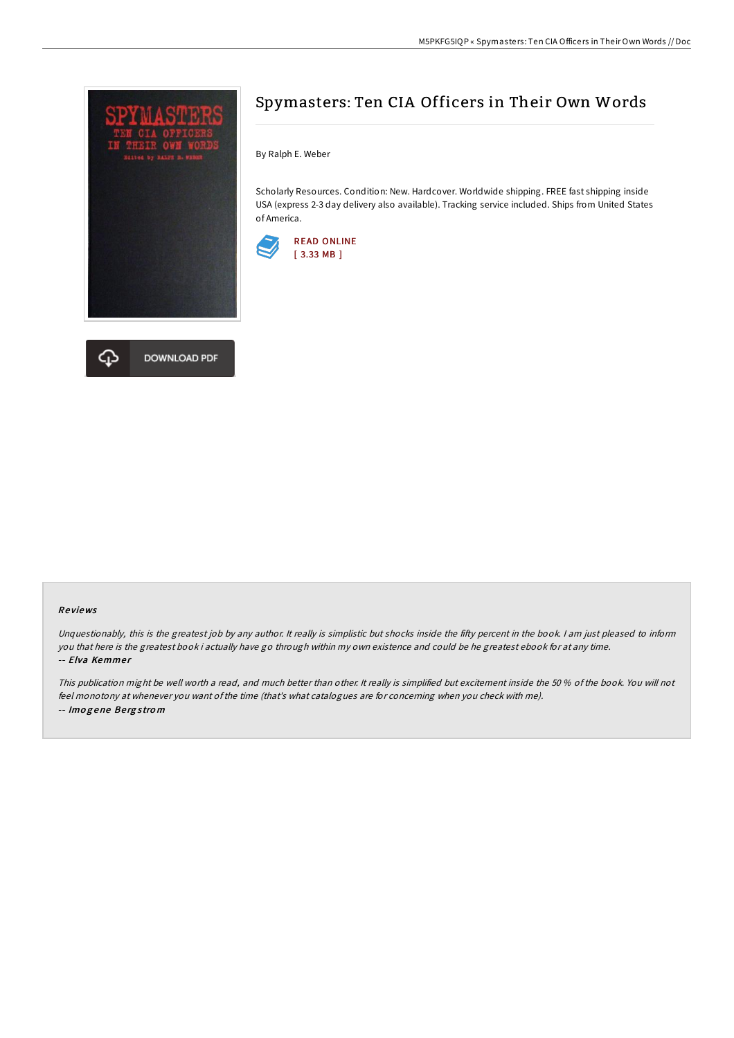# Spymasters: Ten CIA Officers in Their Own Words

By Ralph E. Weber

Scholarly Resources. Condition: New. Hardcover. Worldwide shipping. FREE fast shipping inside USA (express 2-3 day delivery also available). Tracking service included. Ships from United States of America.

READ ONLINE
[ 3.33 MB ]

DOWNLOAD PDF

### Reviews

*Unquestionably, this is the greatest job by any author. It really is simplistic but shocks inside the fifty percent in the book. I am just pleased to inform you that here is the greatest book i actually have go through within my own existence and could be he greatest ebook for at any time.*

-- ***Elva Kemmer***

*This publication might be well worth a read, and much better than other. It really is simplified but excitement inside the 50 % of the book. You will not feel monotony at whenever you want of the time (that's what catalogues are for concerning when you check with me).*

-- ***Imogene Bergstrom***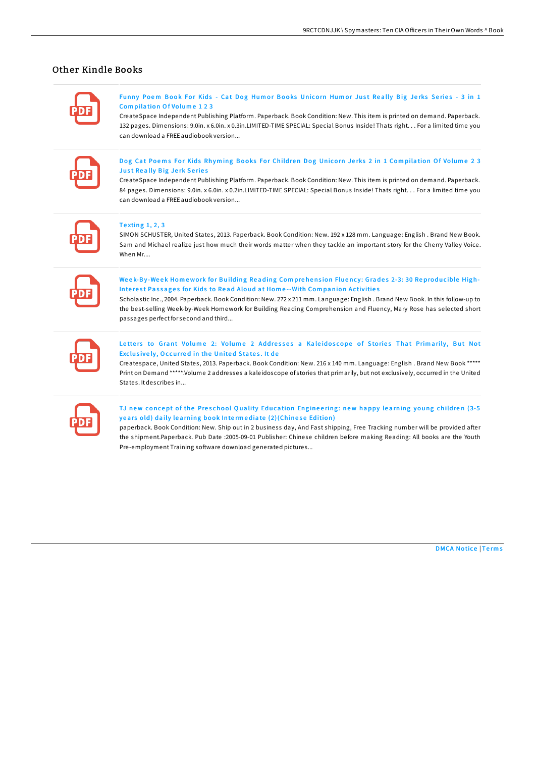## Other Kindle Books

**Funny Poem Book For Kids - Cat Dog Humor Books Unicorn Humor Just Really Big Jerks Series - 3 in 1 Compilation Of Volume 1 2 3**

CreateSpace Independent Publishing Platform. Paperback. Book Condition: New. This item is printed on demand. Paperback. 132 pages. Dimensions: 9.0in. x 6.0in. x 0.3in.LIMITED-TIME SPECIAL: Special Bonus Inside! Thats right. . . For a limited time you can download a FREE audiobook version...

**Dog Cat Poems For Kids Rhyming Books For Children Dog Unicorn Jerks 2 in 1 Compilation Of Volume 2 3 Just Really Big Jerk Series**

CreateSpace Independent Publishing Platform. Paperback. Book Condition: New. This item is printed on demand. Paperback. 84 pages. Dimensions: 9.0in. x 6.0in. x 0.2in.LIMITED-TIME SPECIAL: Special Bonus Inside! Thats right. . . For a limited time you can download a FREE audiobook version...

**Texting 1, 2, 3**

SIMON SCHUSTER, United States, 2013. Paperback. Book Condition: New. 192 x 128 mm. Language: English . Brand New Book. Sam and Michael realize just how much their words matter when they tackle an important story for the Cherry Valley Voice. When Mr....

**Week-By-Week Homework for Building Reading Comprehension Fluency: Grades 2-3: 30 Reproducible High-Interest Passages for Kids to Read Aloud at Home--With Companion Activities**

Scholastic Inc., 2004. Paperback. Book Condition: New. 272 x 211 mm. Language: English . Brand New Book. In this follow-up to the best-selling Week-by-Week Homework for Building Reading Comprehension and Fluency, Mary Rose has selected short passages perfect for second and third...

**Letters to Grant Volume 2: Volume 2 Addresses a Kaleidoscope of Stories That Primarily, But Not Exclusively, Occurred in the United States. It de**

Createspace, United States, 2013. Paperback. Book Condition: New. 216 x 140 mm. Language: English . Brand New Book ***** Print on Demand *****.Volume 2 addresses a kaleidoscope of stories that primarily, but not exclusively, occurred in the United States. It describes in...

**TJ new concept of the Preschool Quality Education Engineering: new happy learning young children (3-5 years old) daily learning book Intermediate (2)(Chinese Edition)**

paperback. Book Condition: New. Ship out in 2 business day, And Fast shipping, Free Tracking number will be provided after the shipment.Paperback. Pub Date :2005-09-01 Publisher: Chinese children before making Reading: All books are the Youth Pre-employment Training software download generated pictures...